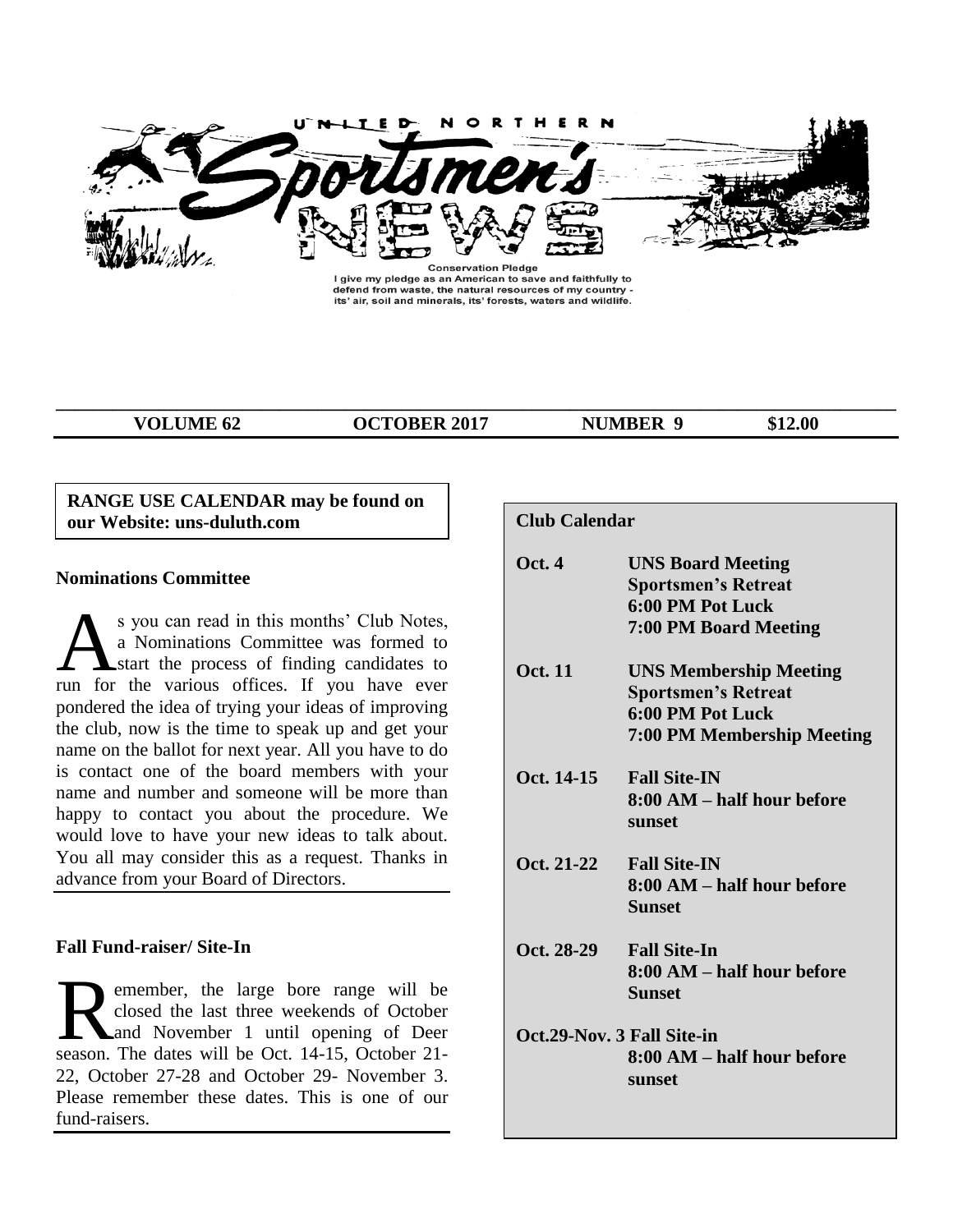# UNITED NORTHERN Sportsmen's NEWS

Conservation Pledge
I give my pledge as an American to save and faithfully to defend from waste, the natural resources of my country - its' air, soil and minerals, its' forests, waters and wildlife.

**VOLUME 62 OCTOBER 2017 NUMBER 9 $12.00**

**RANGE USE CALENDAR may be found on our Website: uns-duluth.com**

### Nominations Committee

As you can read in this months' Club Notes, a Nominations Committee was formed to start the process of finding candidates to run for the various offices. If you have ever pondered the idea of trying your ideas of improving the club, now is the time to speak up and get your name on the ballot for next year. All you have to do is contact one of the board members with your name and number and someone will be more than happy to contact you about the procedure. We would love to have your new ideas to talk about. You all may consider this as a request. Thanks in advance from your Board of Directors.

### Fall Fund-raiser/ Site-In

Remember, the large bore range will be closed the last three weekends of October and November 1 until opening of Deer season. The dates will be Oct. 14-15, October 21-22, October 27-28 and October 29- November 3. Please remember these dates. This is one of our fund-raisers.

### Club Calendar

**Oct. 4** **UNS Board Meeting**
**Sportsmen's Retreat**
**6:00 PM Pot Luck**
**7:00 PM Board Meeting**

**Oct. 11** **UNS Membership Meeting**
**Sportsmen's Retreat**
**6:00 PM Pot Luck**
**7:00 PM Membership Meeting**

**Oct. 14-15** **Fall Site-IN**
**8:00 AM – half hour before sunset**

**Oct. 21-22** **Fall Site-IN**
**8:00 AM – half hour before Sunset**

**Oct. 28-29** **Fall Site-In**
**8:00 AM – half hour before Sunset**

**Oct.29-Nov. 3 Fall Site-in**
**8:00 AM – half hour before sunset**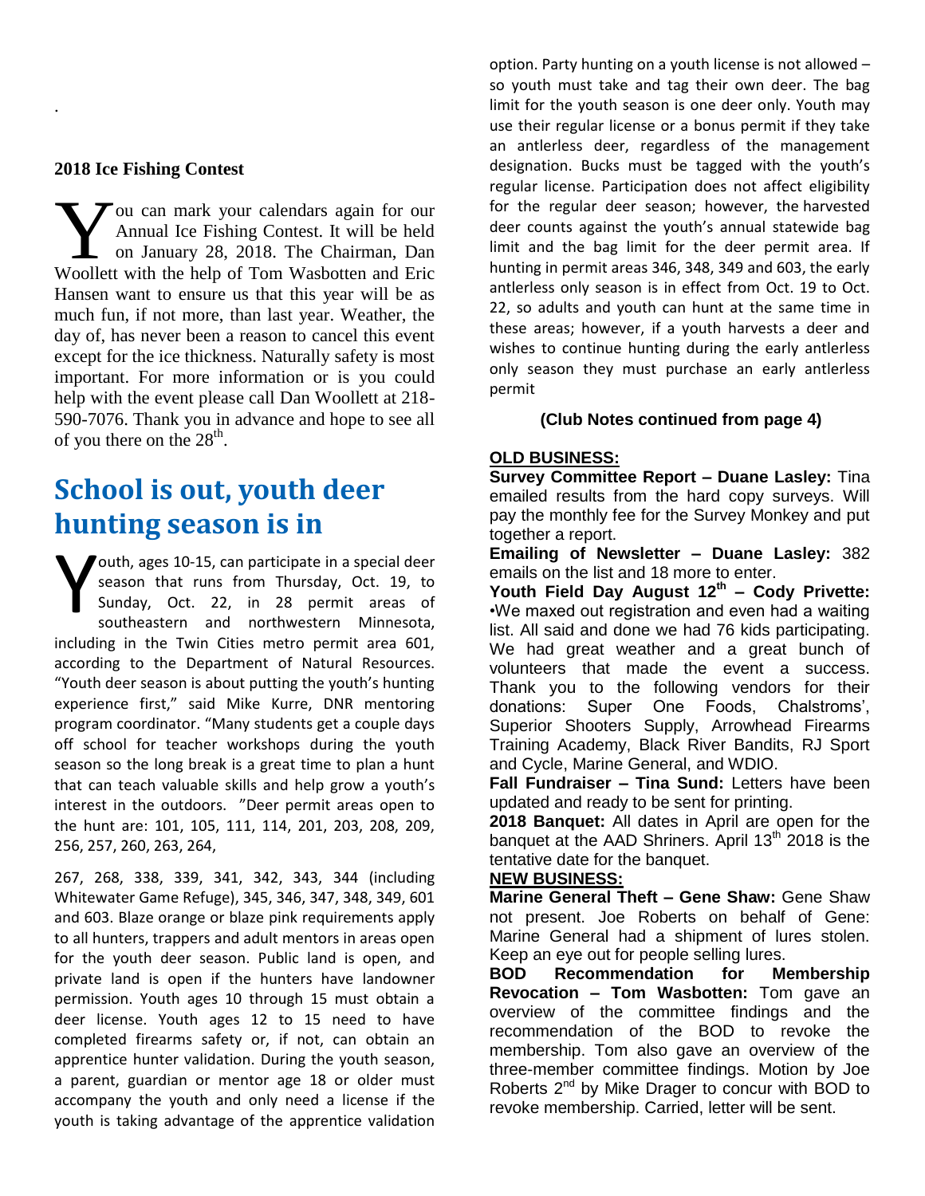.

**2018 Ice Fishing Contest**

You can mark your calendars again for our Annual Ice Fishing Contest. It will be held on January 28, 2018. The Chairman, Dan Woollett with the help of Tom Wasbotten and Eric Hansen want to ensure us that this year will be as much fun, if not more, than last year. Weather, the day of, has never been a reason to cancel this event except for the ice thickness. Naturally safety is most important. For more information or is you could help with the event please call Dan Woollett at 218-590-7076. Thank you in advance and hope to see all of you there on the 28th.

## School is out, youth deer hunting season is in

Youth, ages 10-15, can participate in a special deer season that runs from Thursday, Oct. 19, to Sunday, Oct. 22, in 28 permit areas of southeastern and northwestern Minnesota, including in the Twin Cities metro permit area 601, according to the Department of Natural Resources. "Youth deer season is about putting the youth's hunting experience first," said Mike Kurre, DNR mentoring program coordinator. "Many students get a couple days off school for teacher workshops during the youth season so the long break is a great time to plan a hunt that can teach valuable skills and help grow a youth's interest in the outdoors. "Deer permit areas open to the hunt are: 101, 105, 111, 114, 201, 203, 208, 209, 256, 257, 260, 263, 264,

267, 268, 338, 339, 341, 342, 343, 344 (including Whitewater Game Refuge), 345, 346, 347, 348, 349, 601 and 603. Blaze orange or blaze pink requirements apply to all hunters, trappers and adult mentors in areas open for the youth deer season. Public land is open, and private land is open if the hunters have landowner permission. Youth ages 10 through 15 must obtain a deer license. Youth ages 12 to 15 need to have completed firearms safety or, if not, can obtain an apprentice hunter validation. During the youth season, a parent, guardian or mentor age 18 or older must accompany the youth and only need a license if the youth is taking advantage of the apprentice validation option. Party hunting on a youth license is not allowed – so youth must take and tag their own deer. The bag limit for the youth season is one deer only. Youth may use their regular license or a bonus permit if they take an antlerless deer, regardless of the management designation. Bucks must be tagged with the youth's regular license. Participation does not affect eligibility for the regular deer season; however, the harvested deer counts against the youth's annual statewide bag limit and the bag limit for the deer permit area. If hunting in permit areas 346, 348, 349 and 603, the early antlerless only season is in effect from Oct. 19 to Oct. 22, so adults and youth can hunt at the same time in these areas; however, if a youth harvests a deer and wishes to continue hunting during the early antlerless only season they must purchase an early antlerless permit

**(Club Notes continued from page 4)**

**OLD BUSINESS:**

**Survey Committee Report – Duane Lasley:** Tina emailed results from the hard copy surveys. Will pay the monthly fee for the Survey Monkey and put together a report.

**Emailing of Newsletter – Duane Lasley:** 382 emails on the list and 18 more to enter.

**Youth Field Day August 12th – Cody Privette:** •We maxed out registration and even had a waiting list. All said and done we had 76 kids participating. We had great weather and a great bunch of volunteers that made the event a success. Thank you to the following vendors for their donations: Super One Foods, Chalstroms', Superior Shooters Supply, Arrowhead Firearms Training Academy, Black River Bandits, RJ Sport and Cycle, Marine General, and WDIO.

**Fall Fundraiser – Tina Sund:** Letters have been updated and ready to be sent for printing.

**2018 Banquet:** All dates in April are open for the banquet at the AAD Shriners. April 13th 2018 is the tentative date for the banquet.

**NEW BUSINESS:**

**Marine General Theft – Gene Shaw:** Gene Shaw not present. Joe Roberts on behalf of Gene: Marine General had a shipment of lures stolen. Keep an eye out for people selling lures.

**BOD Recommendation for Membership Revocation – Tom Wasbotten:** Tom gave an overview of the committee findings and the recommendation of the BOD to revoke the membership. Tom also gave an overview of the three-member committee findings. Motion by Joe Roberts 2nd by Mike Drager to concur with BOD to revoke membership. Carried, letter will be sent.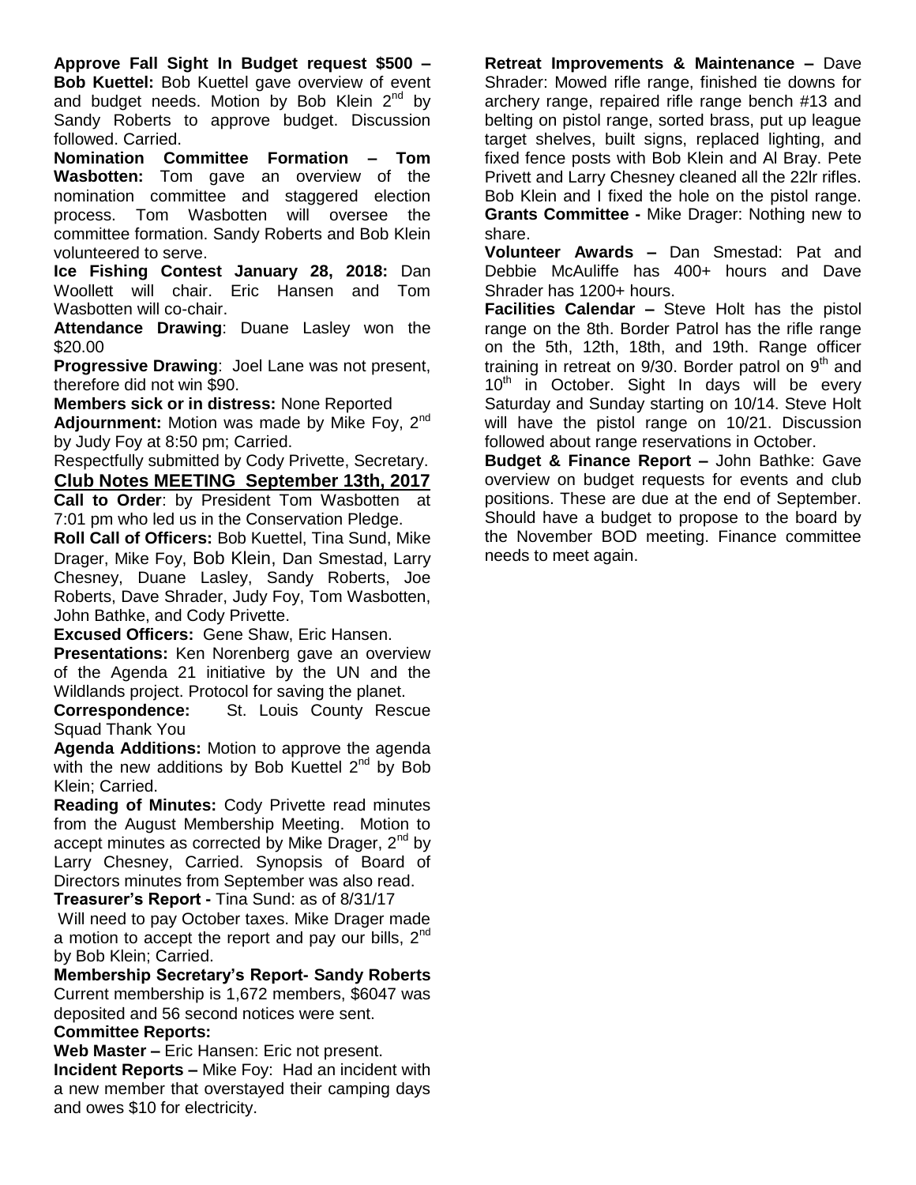**Approve Fall Sight In Budget request $500 – Bob Kuettel:** Bob Kuettel gave overview of event and budget needs. Motion by Bob Klein 2nd by Sandy Roberts to approve budget. Discussion followed. Carried.

**Nomination Committee Formation – Tom Wasbotten:** Tom gave an overview of the nomination committee and staggered election process. Tom Wasbotten will oversee the committee formation. Sandy Roberts and Bob Klein volunteered to serve.

**Ice Fishing Contest January 28, 2018:** Dan Woollett will chair. Eric Hansen and Tom Wasbotten will co-chair.

**Attendance Drawing**: Duane Lasley won the $20.00

**Progressive Drawing**: Joel Lane was not present, therefore did not win $90.

**Members sick or in distress:** None Reported

**Adjournment:** Motion was made by Mike Foy, 2nd by Judy Foy at 8:50 pm; Carried.

Respectfully submitted by Cody Privette, Secretary.

## Club Notes MEETING September 13th, 2017

**Call to Order**: by President Tom Wasbotten at 7:01 pm who led us in the Conservation Pledge.

**Roll Call of Officers:** Bob Kuettel, Tina Sund, Mike Drager, Mike Foy, Bob Klein, Dan Smestad, Larry Chesney, Duane Lasley, Sandy Roberts, Joe Roberts, Dave Shrader, Judy Foy, Tom Wasbotten, John Bathke, and Cody Privette.

**Excused Officers:** Gene Shaw, Eric Hansen.

**Presentations:** Ken Norenberg gave an overview of the Agenda 21 initiative by the UN and the Wildlands project. Protocol for saving the planet.

**Correspondence:** St. Louis County Rescue Squad Thank You

**Agenda Additions:** Motion to approve the agenda with the new additions by Bob Kuettel 2nd by Bob Klein; Carried.

**Reading of Minutes:** Cody Privette read minutes from the August Membership Meeting. Motion to accept minutes as corrected by Mike Drager, 2nd by Larry Chesney, Carried. Synopsis of Board of Directors minutes from September was also read.

**Treasurer's Report -** Tina Sund: as of 8/31/17
Will need to pay October taxes. Mike Drager made a motion to accept the report and pay our bills, 2nd by Bob Klein; Carried.

**Membership Secretary's Report- Sandy Roberts**
Current membership is 1,672 members, $6047 was deposited and 56 second notices were sent.

**Committee Reports:**

**Web Master –** Eric Hansen: Eric not present.

**Incident Reports –** Mike Foy: Had an incident with a new member that overstayed their camping days and owes $10 for electricity.

**Retreat Improvements & Maintenance –** Dave Shrader: Mowed rifle range, finished tie downs for archery range, repaired rifle range bench #13 and belting on pistol range, sorted brass, put up league target shelves, built signs, replaced lighting, and fixed fence posts with Bob Klein and Al Bray. Pete Privett and Larry Chesney cleaned all the 22lr rifles. Bob Klein and I fixed the hole on the pistol range.

**Grants Committee -** Mike Drager: Nothing new to share.

**Volunteer Awards –** Dan Smestad: Pat and Debbie McAuliffe has 400+ hours and Dave Shrader has 1200+ hours.

**Facilities Calendar –** Steve Holt has the pistol range on the 8th. Border Patrol has the rifle range on the 5th, 12th, 18th, and 19th. Range officer training in retreat on 9/30. Border patrol on 9th and 10th in October. Sight In days will be every Saturday and Sunday starting on 10/14. Steve Holt will have the pistol range on 10/21. Discussion followed about range reservations in October.

**Budget & Finance Report –** John Bathke: Gave overview on budget requests for events and club positions. These are due at the end of September. Should have a budget to propose to the board by the November BOD meeting. Finance committee needs to meet again.